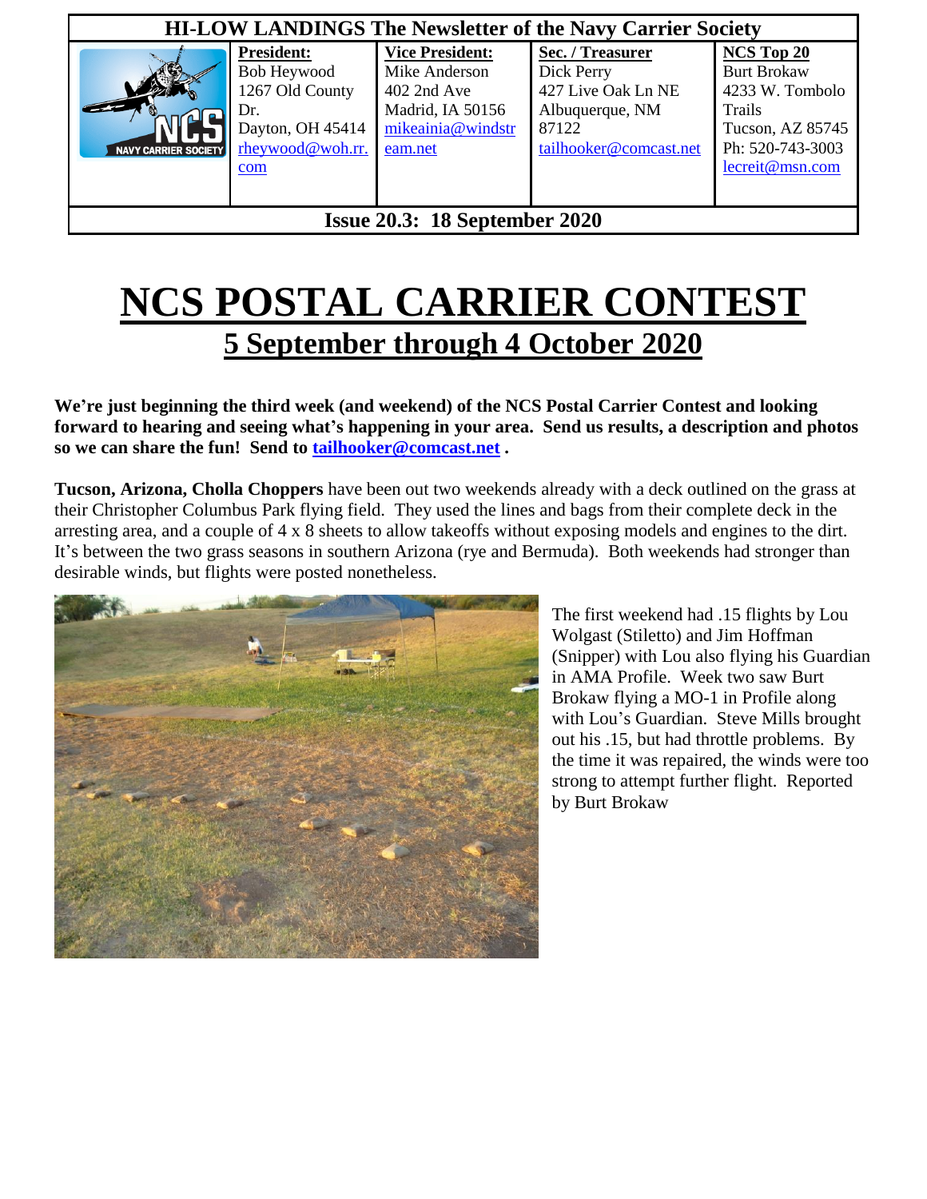| HI-LOW LANDINGS The Newsletter of the Navy Carrier Society | | | | |
| --- | --- | --- | --- | --- |
| NCS NAVY CARRIER SOCIETY | **President:** Bob Heywood 1267 Old County Dr. Dayton, OH 45414 rheywood@woh.rr.com | **Vice President:** Mike Anderson 402 2nd Ave Madrid, IA 50156 mikeainia@windstream.net | **Sec. / Treasurer** Dick Perry 427 Live Oak Ln NE Albuquerque, NM 87122 tailhooker@comcast.net | **NCS Top 20** Burt Brokaw 4233 W. Tombolo Trails Tucson, AZ 85745 Ph: 520-743-3003 lecreit@msn.com |
| **Issue 20.3: 18 September 2020** | | | | |

# NCS POSTAL CARRIER CONTEST

## 5 September through 4 October 2020

**We're just beginning the third week (and weekend) of the NCS Postal Carrier Contest and looking forward to hearing and seeing what's happening in your area. Send us results, a description and photos so we can share the fun! Send to tailhooker@comcast.net .**

**Tucson, Arizona, Cholla Choppers** have been out two weekends already with a deck outlined on the grass at their Christopher Columbus Park flying field. They used the lines and bags from their complete deck in the arresting area, and a couple of 4 x 8 sheets to allow takeoffs without exposing models and engines to the dirt. It's between the two grass seasons in southern Arizona (rye and Bermuda). Both weekends had stronger than desirable winds, but flights were posted nonetheless.

The first weekend had .15 flights by Lou Wolgast (Stiletto) and Jim Hoffman (Snipper) with Lou also flying his Guardian in AMA Profile. Week two saw Burt Brokaw flying a MO-1 in Profile along with Lou's Guardian. Steve Mills brought out his .15, but had throttle problems. By the time it was repaired, the winds were too strong to attempt further flight. Reported by Burt Brokaw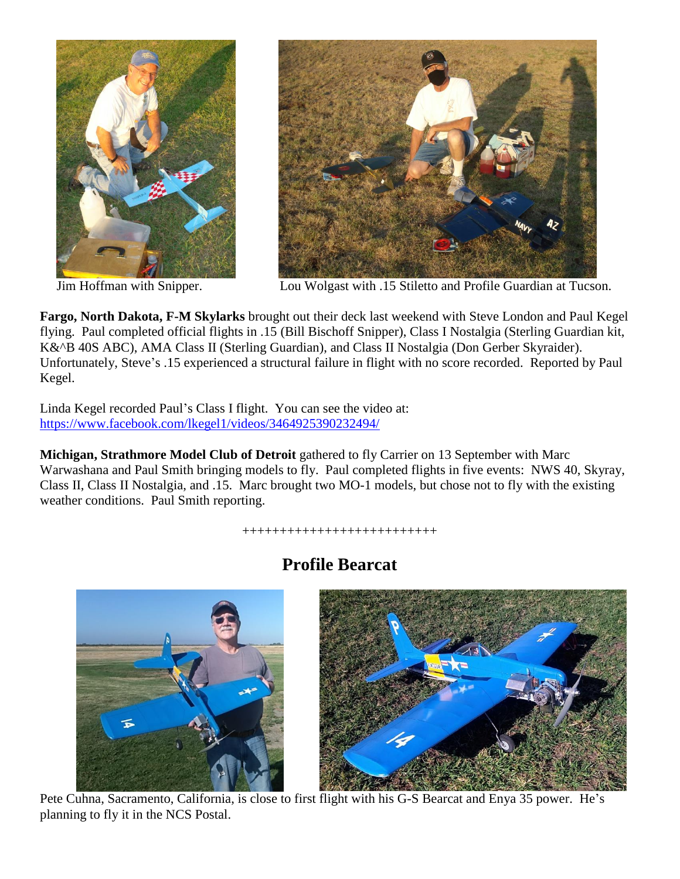Jim Hoffman with Snipper.

Lou Wolgast with .15 Stiletto and Profile Guardian at Tucson.

**Fargo, North Dakota, F-M Skylarks** brought out their deck last weekend with Steve London and Paul Kegel flying. Paul completed official flights in .15 (Bill Bischoff Snipper), Class I Nostalgia (Sterling Guardian kit, K&^B 40S ABC), AMA Class II (Sterling Guardian), and Class II Nostalgia (Don Gerber Skyraider). Unfortunately, Steve's .15 experienced a structural failure in flight with no score recorded. Reported by Paul Kegel.

Linda Kegel recorded Paul's Class I flight. You can see the video at: https://www.facebook.com/lkegel1/videos/3464925390232494/

**Michigan, Strathmore Model Club of Detroit** gathered to fly Carrier on 13 September with Marc Warwashana and Paul Smith bringing models to fly. Paul completed flights in five events: NWS 40, Skyray, Class II, Class II Nostalgia, and .15. Marc brought two MO-1 models, but chose not to fly with the existing weather conditions. Paul Smith reporting.

++++++++++++++++++++++++++

## Profile Bearcat

Pete Cuhna, Sacramento, California, is close to first flight with his G-S Bearcat and Enya 35 power. He's planning to fly it in the NCS Postal.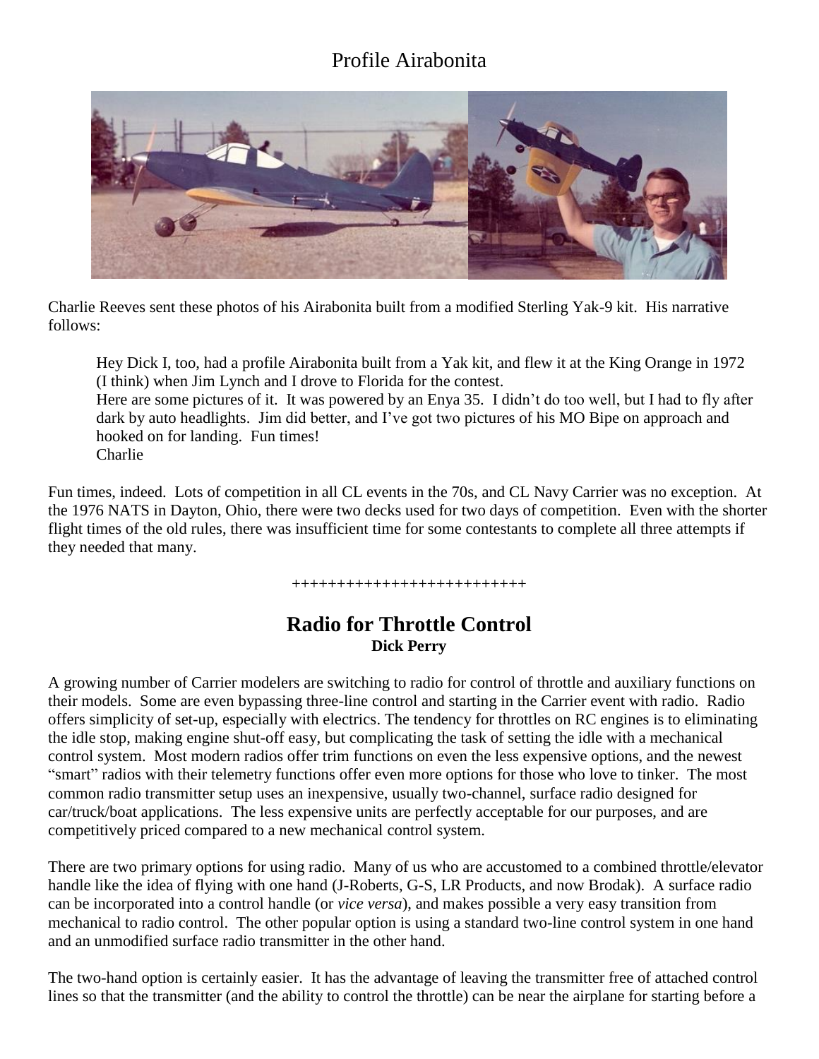# Profile Airabonita

Charlie Reeves sent these photos of his Airabonita built from a modified Sterling Yak-9 kit. His narrative follows:

> Hey Dick I, too, had a profile Airabonita built from a Yak kit, and flew it at the King Orange in 1972 (I think) when Jim Lynch and I drove to Florida for the contest.
> Here are some pictures of it. It was powered by an Enya 35. I didn't do too well, but I had to fly after dark by auto headlights. Jim did better, and I've got two pictures of his MO Bipe on approach and hooked on for landing. Fun times!
> Charlie

Fun times, indeed. Lots of competition in all CL events in the 70s, and CL Navy Carrier was no exception. At the 1976 NATS in Dayton, Ohio, there were two decks used for two days of competition. Even with the shorter flight times of the old rules, there was insufficient time for some contestants to complete all three attempts if they needed that many.

++++++++++++++++++++++++++

## Radio for Throttle Control

**Dick Perry**

A growing number of Carrier modelers are switching to radio for control of throttle and auxiliary functions on their models. Some are even bypassing three-line control and starting in the Carrier event with radio. Radio offers simplicity of set-up, especially with electrics. The tendency for throttles on RC engines is to eliminating the idle stop, making engine shut-off easy, but complicating the task of setting the idle with a mechanical control system. Most modern radios offer trim functions on even the less expensive options, and the newest "smart" radios with their telemetry functions offer even more options for those who love to tinker. The most common radio transmitter setup uses an inexpensive, usually two-channel, surface radio designed for car/truck/boat applications. The less expensive units are perfectly acceptable for our purposes, and are competitively priced compared to a new mechanical control system.

There are two primary options for using radio. Many of us who are accustomed to a combined throttle/elevator handle like the idea of flying with one hand (J-Roberts, G-S, LR Products, and now Brodak). A surface radio can be incorporated into a control handle (or *vice versa*), and makes possible a very easy transition from mechanical to radio control. The other popular option is using a standard two-line control system in one hand and an unmodified surface radio transmitter in the other hand.

The two-hand option is certainly easier. It has the advantage of leaving the transmitter free of attached control lines so that the transmitter (and the ability to control the throttle) can be near the airplane for starting before a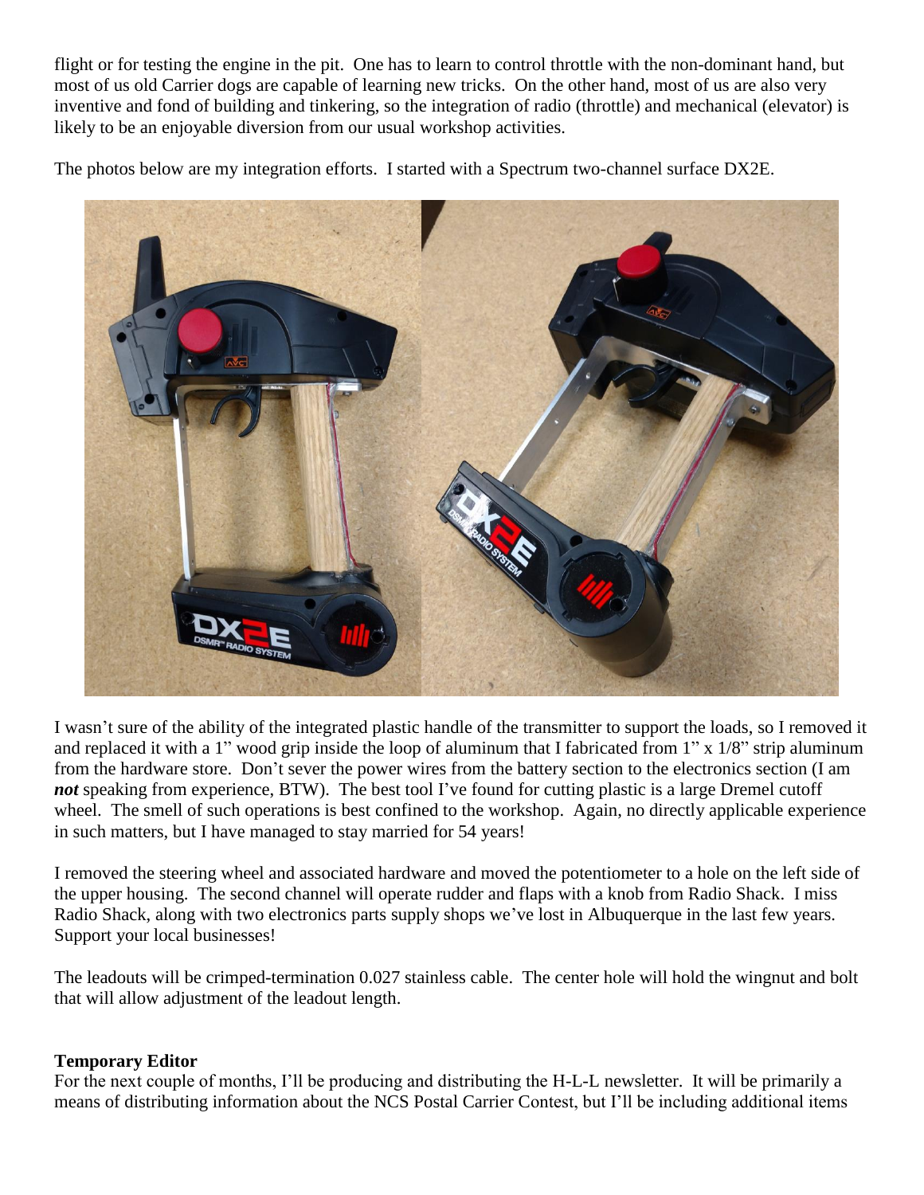flight or for testing the engine in the pit. One has to learn to control throttle with the non-dominant hand, but most of us old Carrier dogs are capable of learning new tricks. On the other hand, most of us are also very inventive and fond of building and tinkering, so the integration of radio (throttle) and mechanical (elevator) is likely to be an enjoyable diversion from our usual workshop activities.

The photos below are my integration efforts. I started with a Spectrum two-channel surface DX2E.

I wasn't sure of the ability of the integrated plastic handle of the transmitter to support the loads, so I removed it and replaced it with a 1" wood grip inside the loop of aluminum that I fabricated from 1" x 1/8" strip aluminum from the hardware store. Don't sever the power wires from the battery section to the electronics section (I am ***not*** speaking from experience, BTW). The best tool I've found for cutting plastic is a large Dremel cutoff wheel. The smell of such operations is best confined to the workshop. Again, no directly applicable experience in such matters, but I have managed to stay married for 54 years!

I removed the steering wheel and associated hardware and moved the potentiometer to a hole on the left side of the upper housing. The second channel will operate rudder and flaps with a knob from Radio Shack. I miss Radio Shack, along with two electronics parts supply shops we've lost in Albuquerque in the last few years. Support your local businesses!

The leadouts will be crimped-termination 0.027 stainless cable. The center hole will hold the wingnut and bolt that will allow adjustment of the leadout length.

**Temporary Editor**

For the next couple of months, I'll be producing and distributing the H-L-L newsletter. It will be primarily a means of distributing information about the NCS Postal Carrier Contest, but I'll be including additional items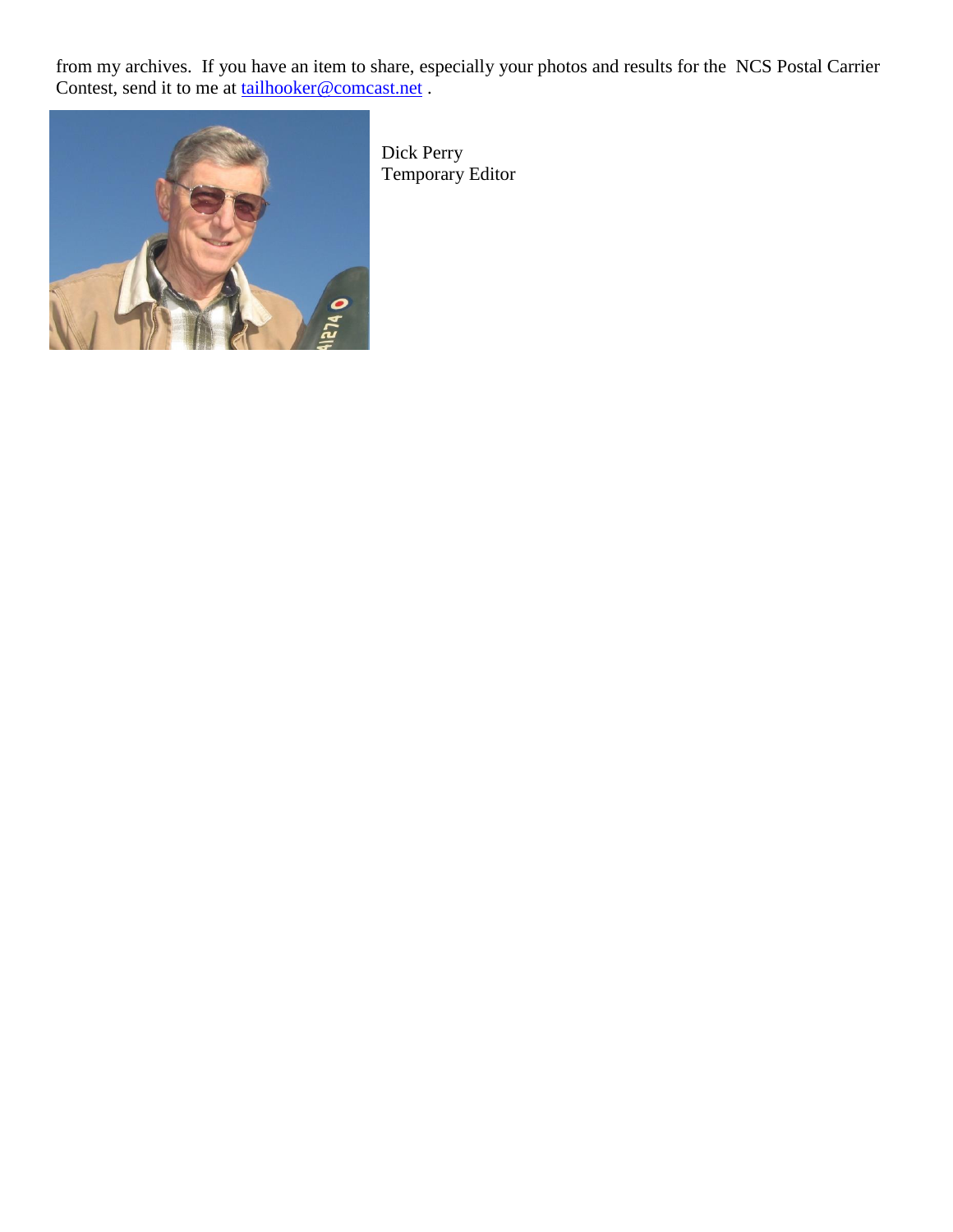from my archives. If you have an item to share, especially your photos and results for the NCS Postal Carrier Contest, send it to me at tailhooker@comcast.net .

Dick Perry
Temporary Editor